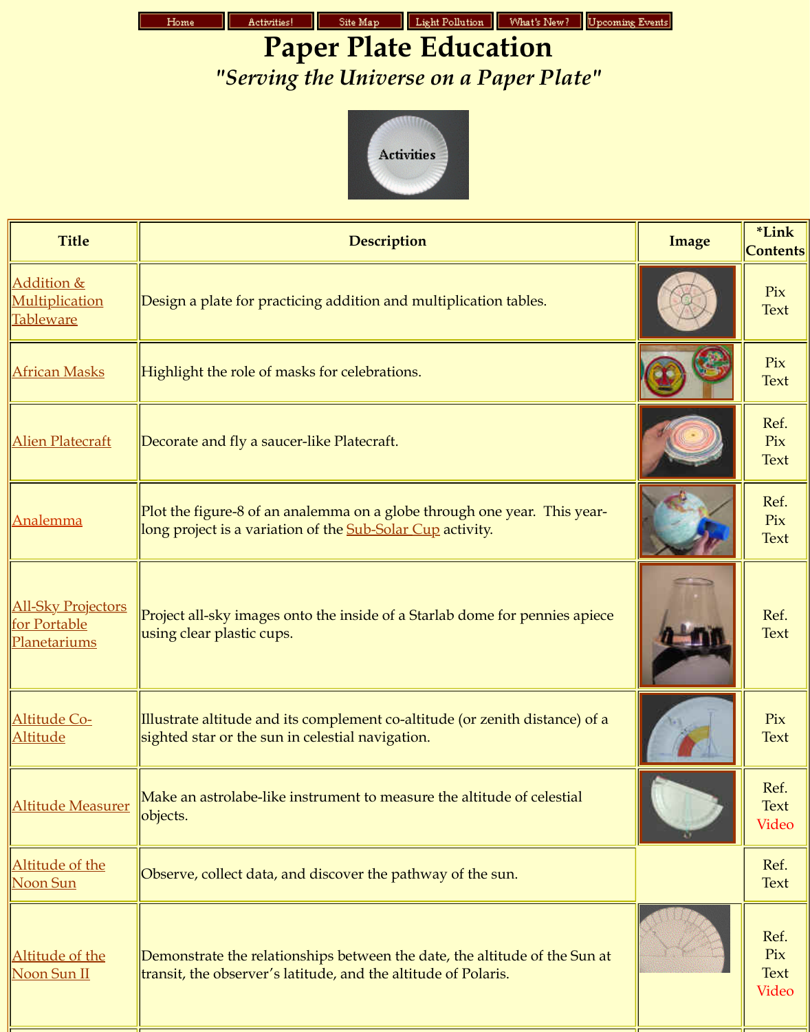Home | Activities! | Site Map | Light Pollution | What's New? | Upcoming Events

# Paper Plate Education

## *"Serving the Universe on a Paper Plate"*

Activities

| Title | Description | Image | *Link Contents |
|---|---|---|---|
| Addition & Multiplication Tableware | Design a plate for practicing addition and multiplication tables. | | Pix Text |
| African Masks | Highlight the role of masks for celebrations. | | Pix Text |
| Alien Platecraft | Decorate and fly a saucer-like Platecraft. | | Ref. Pix Text |
| Analemma | Plot the figure-8 of an analemma on a globe through one year. This year-long project is a variation of the Sub-Solar Cup activity. | | Ref. Pix Text |
| All-Sky Projectors for Portable Planetariums | Project all-sky images onto the inside of a Starlab dome for pennies apiece using clear plastic cups. | | Ref. Text |
| Altitude Co-Altitude | Illustrate altitude and its complement co-altitude (or zenith distance) of a sighted star or the sun in celestial navigation. | | Pix Text |
| Altitude Measurer | Make an astrolabe-like instrument to measure the altitude of celestial objects. | | Ref. Text Video |
| Altitude of the Noon Sun | Observe, collect data, and discover the pathway of the sun. | | Ref. Text |
| Altitude of the Noon Sun II | Demonstrate the relationships between the date, the altitude of the Sun at transit, the observer's latitude, and the altitude of Polaris. | | Ref. Pix Text Video |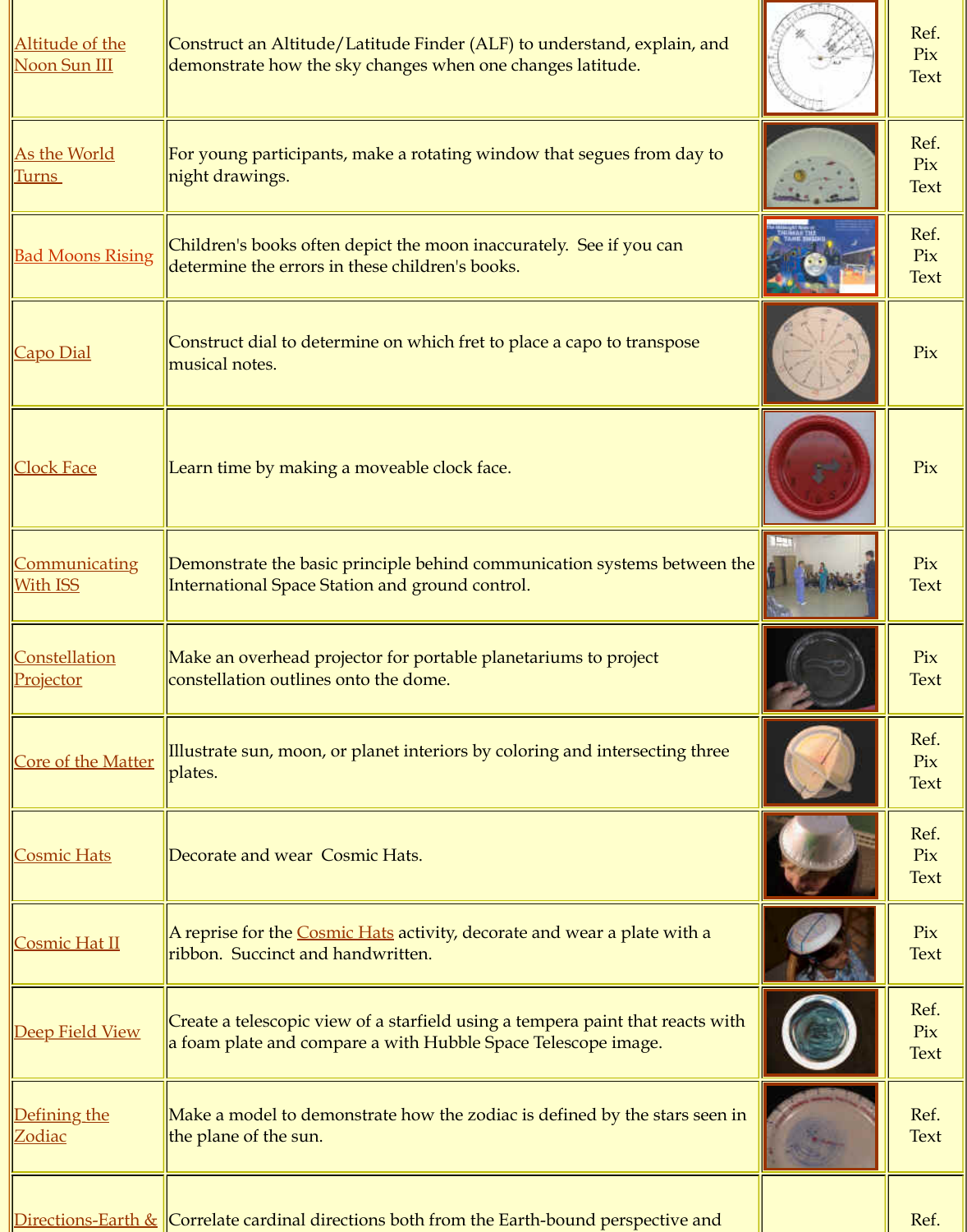| | | | |
|---|---|---|---|
| Altitude of the Noon Sun III | Construct an Altitude/Latitude Finder (ALF) to understand, explain, and demonstrate how the sky changes when one changes latitude. | | Ref. Pix Text |
| As the World Turns | For young participants, make a rotating window that segues from day to night drawings. | | Ref. Pix Text |
| Bad Moons Rising | Children's books often depict the moon inaccurately. See if you can determine the errors in these children's books. | | Ref. Pix Text |
| Capo Dial | Construct dial to determine on which fret to place a capo to transpose musical notes. | | Pix |
| Clock Face | Learn time by making a moveable clock face. | | Pix |
| Communicating With ISS | Demonstrate the basic principle behind communication systems between the International Space Station and ground control. | | Pix Text |
| Constellation Projector | Make an overhead projector for portable planetariums to project constellation outlines onto the dome. | | Pix Text |
| Core of the Matter | Illustrate sun, moon, or planet interiors by coloring and intersecting three plates. | | Ref. Pix Text |
| Cosmic Hats | Decorate and wear Cosmic Hats. | | Ref. Pix Text |
| Cosmic Hat II | A reprise for the Cosmic Hats activity, decorate and wear a plate with a ribbon. Succinct and handwritten. | | Pix Text |
| Deep Field View | Create a telescopic view of a starfield using a tempera paint that reacts with a foam plate and compare a with Hubble Space Telescope image. | | Ref. Pix Text |
| Defining the Zodiac | Make a model to demonstrate how the zodiac is defined by the stars seen in the plane of the sun. | | Ref. Text |
| Directions-Earth & | Correlate cardinal directions both from the Earth-bound perspective and | | Ref. |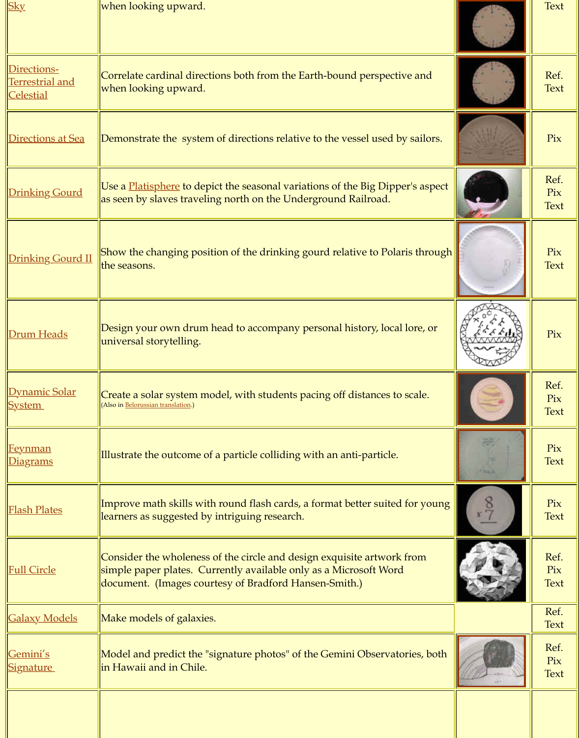| | | | |
|---|---|---|---|
| Sky | when looking upward. | | Text |
| Directions- Terrestrial and Celestial | Correlate cardinal directions both from the Earth-bound perspective and when looking upward. | | Ref. Text |
| Directions at Sea | Demonstrate the system of directions relative to the vessel used by sailors. | | Pix |
| Drinking Gourd | Use a Platisphere to depict the seasonal variations of the Big Dipper's aspect as seen by slaves traveling north on the Underground Railroad. | | Ref. Pix Text |
| Drinking Gourd II | Show the changing position of the drinking gourd relative to Polaris through the seasons. | | Pix Text |
| Drum Heads | Design your own drum head to accompany personal history, local lore, or universal storytelling. | | Pix |
| Dynamic Solar System | Create a solar system model, with students pacing off distances to scale. (Also in Belorussian translation.) | | Ref. Pix Text |
| Feynman Diagrams | Illustrate the outcome of a particle colliding with an anti-particle. | | Pix Text |
| Flash Plates | Improve math skills with round flash cards, a format better suited for young learners as suggested by intriguing research. | | Pix Text |
| Full Circle | Consider the wholeness of the circle and design exquisite artwork from simple paper plates. Currently available only as a Microsoft Word document. (Images courtesy of Bradford Hansen-Smith.) | | Ref. Pix Text |
| Galaxy Models | Make models of galaxies. | | Ref. Text |
| Gemini's Signature | Model and predict the "signature photos" of the Gemini Observatories, both in Hawaii and in Chile. | | Ref. Pix Text |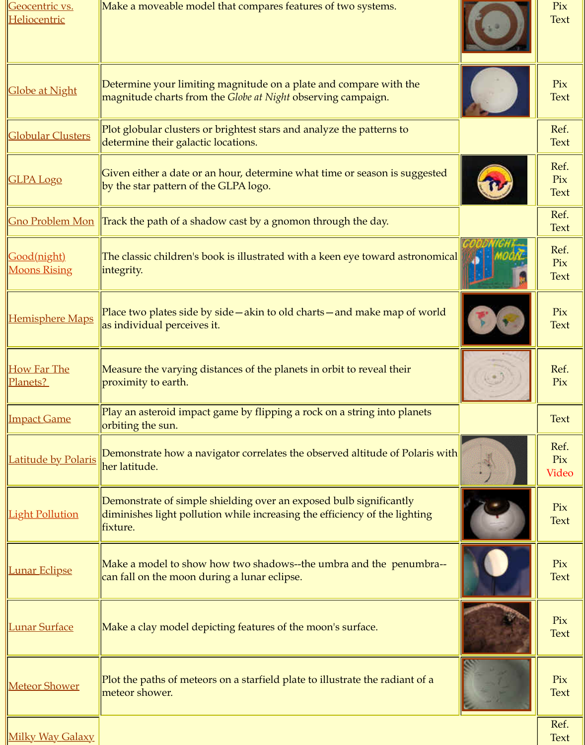| | | | |
|---|---|---|---|
| Geocentric vs. Heliocentric | Make a moveable model that compares features of two systems. | | Pix Text |
| Globe at Night | Determine your limiting magnitude on a plate and compare with the magnitude charts from the *Globe at Night* observing campaign. | | Pix Text |
| Globular Clusters | Plot globular clusters or brightest stars and analyze the patterns to determine their galactic locations. | | Ref. Text |
| GLPA Logo | Given either a date or an hour, determine what time or season is suggested by the star pattern of the GLPA logo. | | Ref. Pix Text |
| Gno Problem Mon | Track the path of a shadow cast by a gnomon through the day. | | Ref. Text |
| Good(night) Moons Rising | The classic children's book is illustrated with a keen eye toward astronomical integrity. | | Ref. Pix Text |
| Hemisphere Maps | Place two plates side by side—akin to old charts—and make map of world as individual perceives it. | | Pix Text |
| How Far The Planets? | Measure the varying distances of the planets in orbit to reveal their proximity to earth. | | Ref. Pix |
| Impact Game | Play an asteroid impact game by flipping a rock on a string into planets orbiting the sun. | | Text |
| Latitude by Polaris | Demonstrate how a navigator correlates the observed altitude of Polaris with her latitude. | | Ref. Pix Video |
| Light Pollution | Demonstrate of simple shielding over an exposed bulb significantly diminishes light pollution while increasing the efficiency of the lighting fixture. | | Pix Text |
| Lunar Eclipse | Make a model to show how two shadows--the umbra and the penumbra--can fall on the moon during a lunar eclipse. | | Pix Text |
| Lunar Surface | Make a clay model depicting features of the moon's surface. | | Pix Text |
| Meteor Shower | Plot the paths of meteors on a starfield plate to illustrate the radiant of a meteor shower. | | Pix Text |
| Milky Way Galaxy | | | Ref. Text |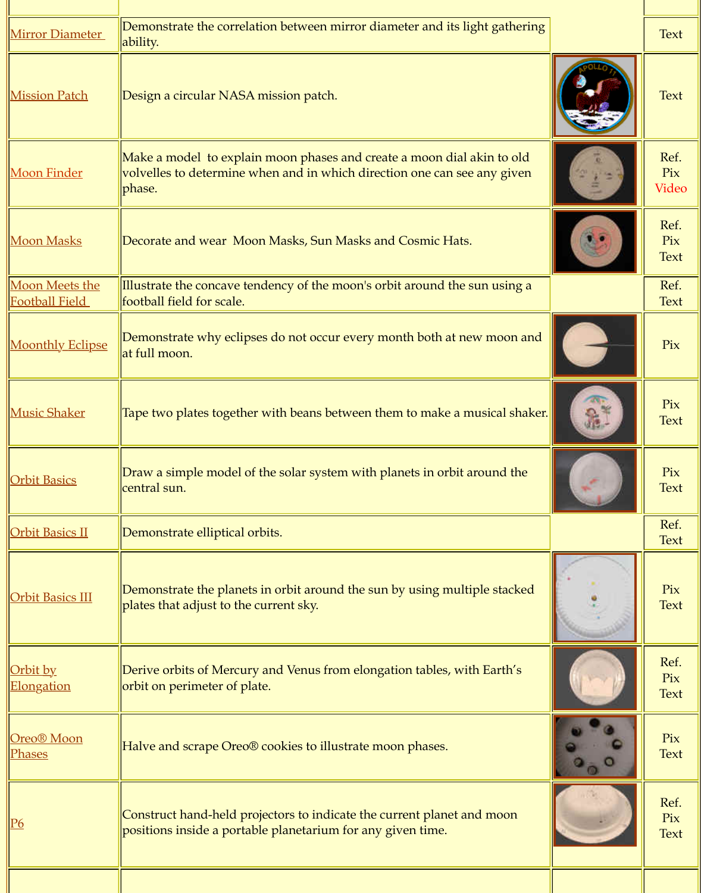| | | | |
|---|---|---|---|
| Mirror Diameter | Demonstrate the correlation between mirror diameter and its light gathering ability. | | Text |
| Mission Patch | Design a circular NASA mission patch. | | Text |
| Moon Finder | Make a model to explain moon phases and create a moon dial akin to old volvelles to determine when and in which direction one can see any given phase. | | Ref. Pix Video |
| Moon Masks | Decorate and wear Moon Masks, Sun Masks and Cosmic Hats. | | Ref. Pix Text |
| Moon Meets the Football Field | Illustrate the concave tendency of the moon's orbit around the sun using a football field for scale. | | Ref. Text |
| Moonthly Eclipse | Demonstrate why eclipses do not occur every month both at new moon and at full moon. | | Pix |
| Music Shaker | Tape two plates together with beans between them to make a musical shaker. | | Pix Text |
| Orbit Basics | Draw a simple model of the solar system with planets in orbit around the central sun. | | Pix Text |
| Orbit Basics II | Demonstrate elliptical orbits. | | Ref. Text |
| Orbit Basics III | Demonstrate the planets in orbit around the sun by using multiple stacked plates that adjust to the current sky. | | Pix Text |
| Orbit by Elongation | Derive orbits of Mercury and Venus from elongation tables, with Earth's orbit on perimeter of plate. | | Ref. Pix Text |
| Oreo® Moon Phases | Halve and scrape Oreo® cookies to illustrate moon phases. | | Pix Text |
| P6 | Construct hand-held projectors to indicate the current planet and moon positions inside a portable planetarium for any given time. | | Ref. Pix Text |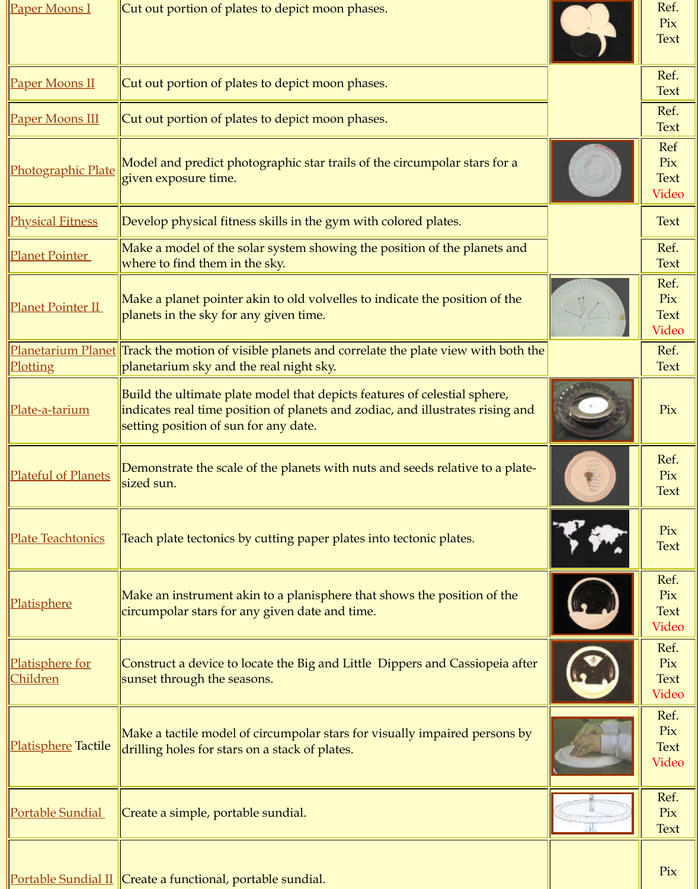| | | | |
|---|---|---|---|
| Paper Moons I | Cut out portion of plates to depict moon phases. | | Ref. Pix Text |
| Paper Moons II | Cut out portion of plates to depict moon phases. | | Ref. Text |
| Paper Moons III | Cut out portion of plates to depict moon phases. | | Ref. Text |
| Photographic Plate | Model and predict photographic star trails of the circumpolar stars for a given exposure time. | | Ref Pix Text Video |
| Physical Fitness | Develop physical fitness skills in the gym with colored plates. | | Text |
| Planet Pointer | Make a model of the solar system showing the position of the planets and where to find them in the sky. | | Ref. Text |
| Planet Pointer II | Make a planet pointer akin to old volvelles to indicate the position of the planets in the sky for any given time. | | Ref. Pix Text Video |
| Planetarium Planet Plotting | Track the motion of visible planets and correlate the plate view with both the planetarium sky and the real night sky. | | Ref. Text |
| Plate-a-tarium | Build the ultimate plate model that depicts features of celestial sphere, indicates real time position of planets and zodiac, and illustrates rising and setting position of sun for any date. | | Pix |
| Plateful of Planets | Demonstrate the scale of the planets with nuts and seeds relative to a plate-sized sun. | | Ref. Pix Text |
| Plate Teachtonics | Teach plate tectonics by cutting paper plates into tectonic plates. | | Pix Text |
| Platisphere | Make an instrument akin to a planisphere that shows the position of the circumpolar stars for any given date and time. | | Ref. Pix Text Video |
| Platisphere for Children | Construct a device to locate the Big and Little Dippers and Cassiopeia after sunset through the seasons. | | Ref. Pix Text Video |
| Platisphere Tactile | Make a tactile model of circumpolar stars for visually impaired persons by drilling holes for stars on a stack of plates. | | Ref. Pix Text Video |
| Portable Sundial | Create a simple, portable sundial. | | Ref. Pix Text |
| Portable Sundial II | Create a functional, portable sundial. | | Pix |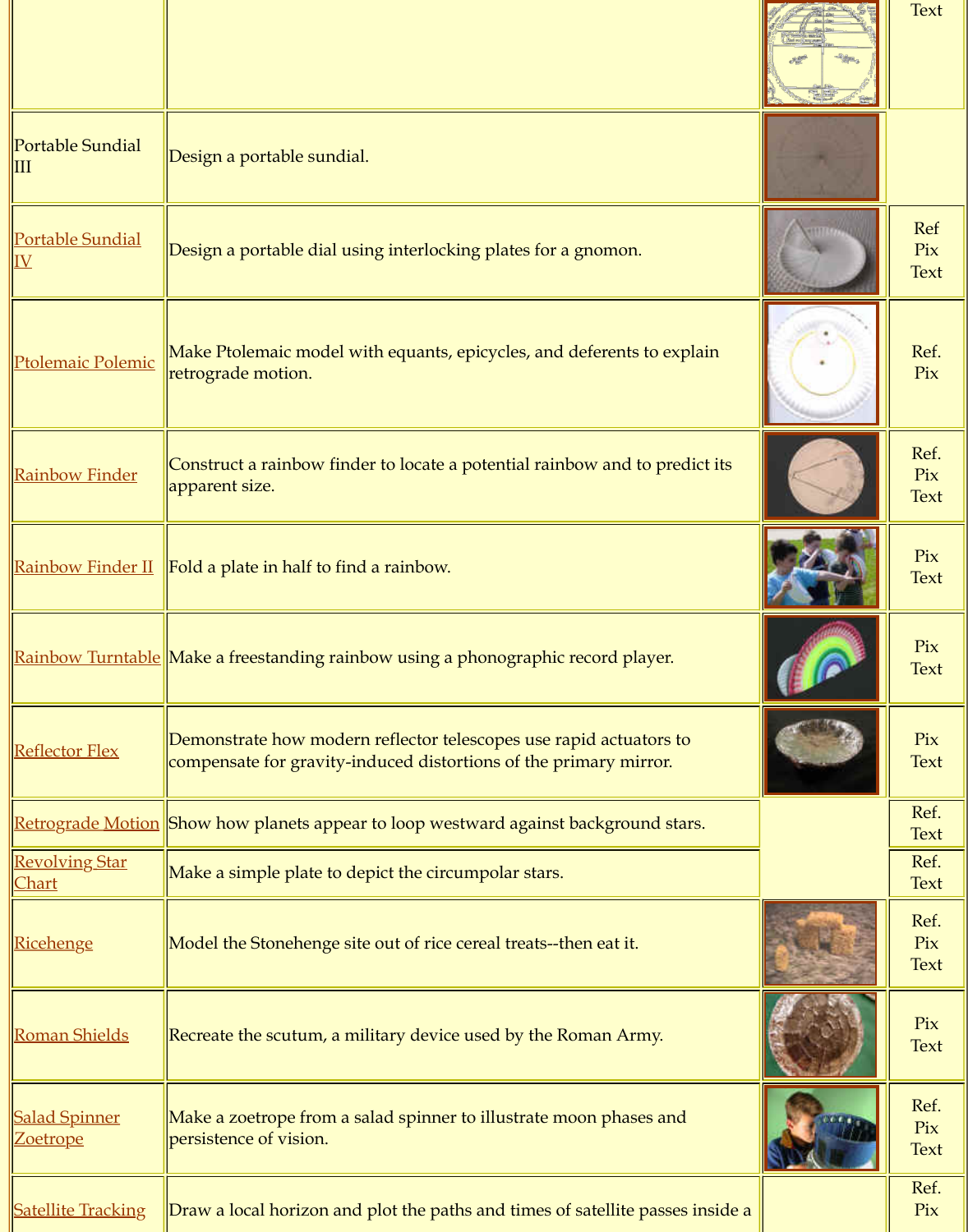| | | | |
|---|---|---|---|
| | | | Text |
| Portable Sundial III | Design a portable sundial. | | |
| Portable Sundial IV | Design a portable dial using interlocking plates for a gnomon. | | Ref<br>Pix<br>Text |
| Ptolemaic Polemic | Make Ptolemaic model with equants, epicycles, and deferents to explain retrograde motion. | | Ref.<br>Pix |
| Rainbow Finder | Construct a rainbow finder to locate a potential rainbow and to predict its apparent size. | | Ref.<br>Pix<br>Text |
| Rainbow Finder II | Fold a plate in half to find a rainbow. | | Pix<br>Text |
| Rainbow Turntable | Make a freestanding rainbow using a phonographic record player. | | Pix<br>Text |
| Reflector Flex | Demonstrate how modern reflector telescopes use rapid actuators to compensate for gravity-induced distortions of the primary mirror. | | Pix<br>Text |
| Retrograde Motion | Show how planets appear to loop westward against background stars. | | Ref.<br>Text |
| Revolving Star Chart | Make a simple plate to depict the circumpolar stars. | | Ref.<br>Text |
| Ricehenge | Model the Stonehenge site out of rice cereal treats--then eat it. | | Ref.<br>Pix<br>Text |
| Roman Shields | Recreate the scutum, a military device used by the Roman Army. | | Pix<br>Text |
| Salad Spinner Zoetrope | Make a zoetrope from a salad spinner to illustrate moon phases and persistence of vision. | | Ref.<br>Pix<br>Text |
| Satellite Tracking | Draw a local horizon and plot the paths and times of satellite passes inside a | | Ref.<br>Pix |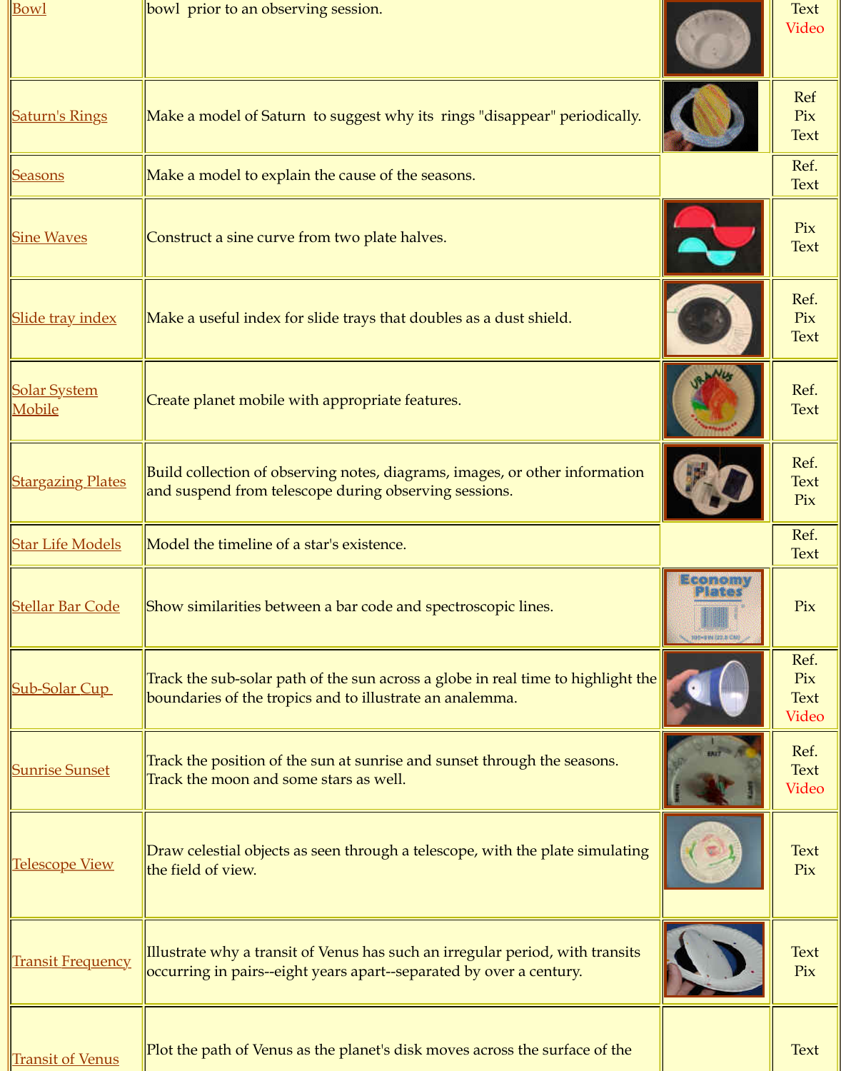| | | | |
|---|---|---|---|
| Bowl | bowl prior to an observing session. | | Text Video |
| Saturn's Rings | Make a model of Saturn to suggest why its rings "disappear" periodically. | | Ref Pix Text |
| Seasons | Make a model to explain the cause of the seasons. | | Ref. Text |
| Sine Waves | Construct a sine curve from two plate halves. | | Pix Text |
| Slide tray index | Make a useful index for slide trays that doubles as a dust shield. | | Ref. Pix Text |
| Solar System Mobile | Create planet mobile with appropriate features. | | Ref. Text |
| Stargazing Plates | Build collection of observing notes, diagrams, images, or other information and suspend from telescope during observing sessions. | | Ref. Text Pix |
| Star Life Models | Model the timeline of a star's existence. | | Ref. Text |
| Stellar Bar Code | Show similarities between a bar code and spectroscopic lines. | | Pix |
| Sub-Solar Cup | Track the sub-solar path of the sun across a globe in real time to highlight the boundaries of the tropics and to illustrate an analemma. | | Ref. Pix Text Video |
| Sunrise Sunset | Track the position of the sun at sunrise and sunset through the seasons. Track the moon and some stars as well. | | Ref. Text Video |
| Telescope View | Draw celestial objects as seen through a telescope, with the plate simulating the field of view. | | Text Pix |
| Transit Frequency | Illustrate why a transit of Venus has such an irregular period, with transits occurring in pairs--eight years apart--separated by over a century. | | Text Pix |
| Transit of Venus | Plot the path of Venus as the planet's disk moves across the surface of the | | Text |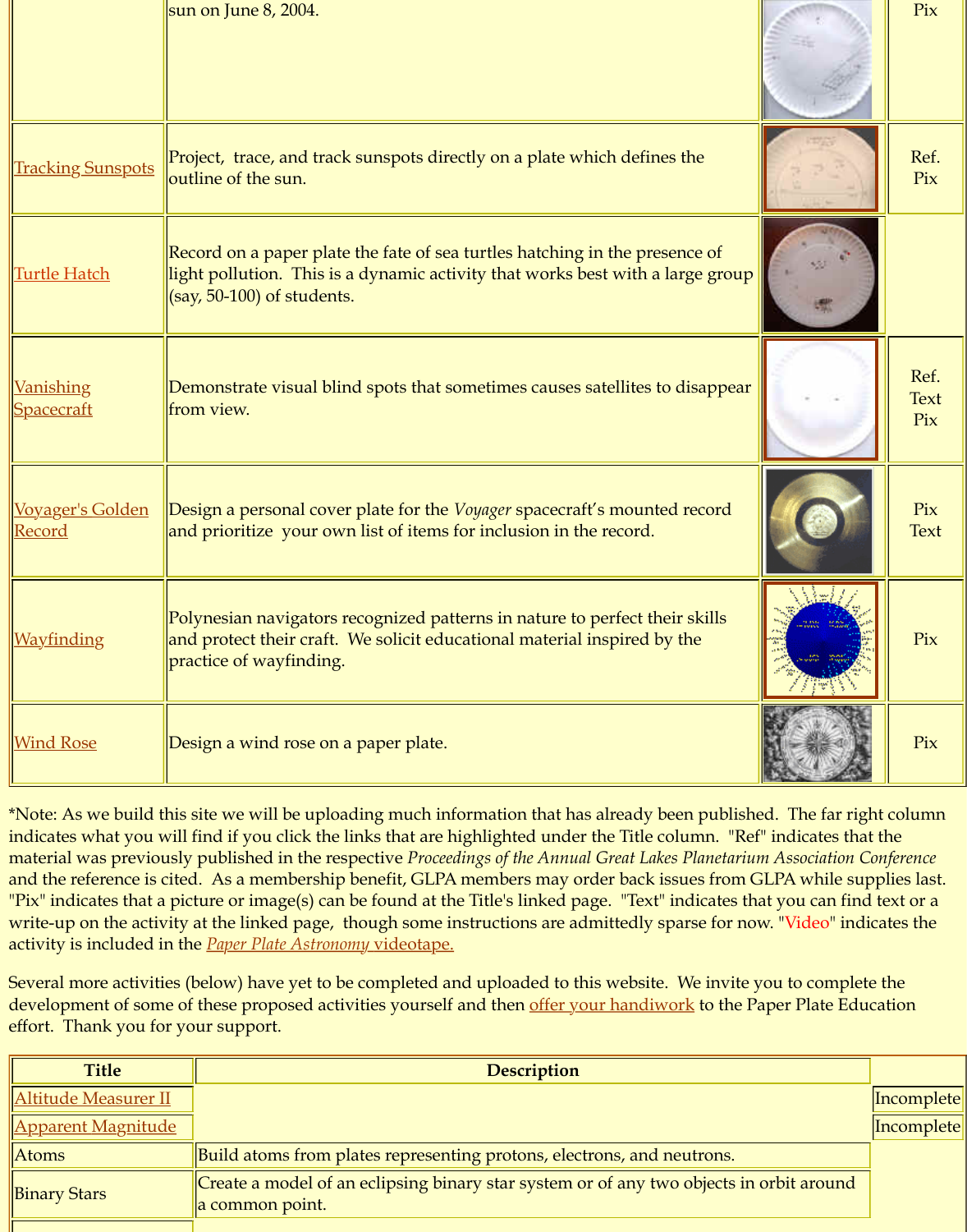| | | | |
|---|---|---|---|
| | sun on June 8, 2004. | | Pix |
| Tracking Sunspots | Project, trace, and track sunspots directly on a plate which defines the outline of the sun. | | Ref. Pix |
| Turtle Hatch | Record on a paper plate the fate of sea turtles hatching in the presence of light pollution. This is a dynamic activity that works best with a large group (say, 50-100) of students. | | |
| Vanishing Spacecraft | Demonstrate visual blind spots that sometimes causes satellites to disappear from view. | | Ref. Text Pix |
| Voyager's Golden Record | Design a personal cover plate for the *Voyager* spacecraft's mounted record and prioritize your own list of items for inclusion in the record. | | Pix Text |
| Wayfinding | Polynesian navigators recognized patterns in nature to perfect their skills and protect their craft. We solicit educational material inspired by the practice of wayfinding. | | Pix |
| Wind Rose | Design a wind rose on a paper plate. | | Pix |

*Note: As we build this site we will be uploading much information that has already been published. The far right column indicates what you will find if you click the links that are highlighted under the Title column. "Ref" indicates that the material was previously published in the respective *Proceedings of the Annual Great Lakes Planetarium Association Conference* and the reference is cited. As a membership benefit, GLPA members may order back issues from GLPA while supplies last. "Pix" indicates that a picture or image(s) can be found at the Title's linked page. "Text" indicates that you can find text or a write-up on the activity at the linked page, though some instructions are admittedly sparse for now. "Video" indicates the activity is included in the *Paper Plate Astronomy* videotape.

Several more activities (below) have yet to be completed and uploaded to this website. We invite you to complete the development of some of these proposed activities yourself and then offer your handiwork to the Paper Plate Education effort. Thank you for your support.

| Title | Description | |
|---|---|---|
| Altitude Measurer II | | Incomplete |
| Apparent Magnitude | | Incomplete |
| Atoms | Build atoms from plates representing protons, electrons, and neutrons. | |
| Binary Stars | Create a model of an eclipsing binary star system or of any two objects in orbit around a common point. | |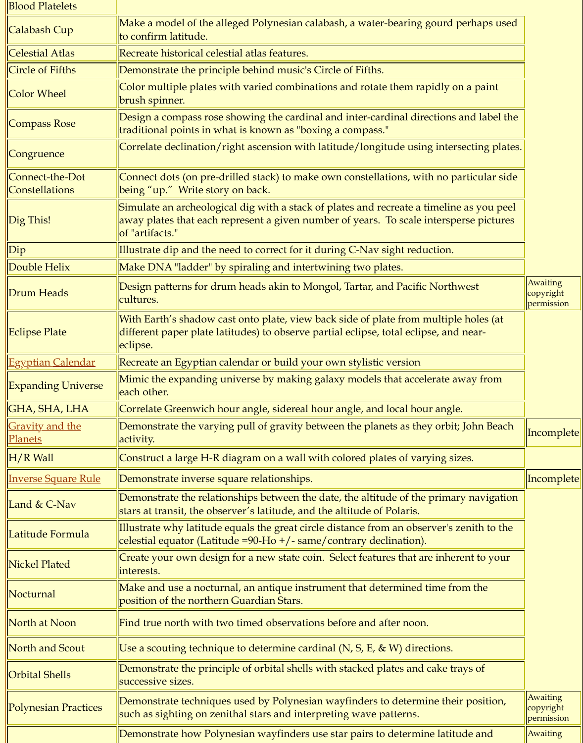| | | |
|---|---|---|
| Blood Platelets | | |
| Calabash Cup | Make a model of the alleged Polynesian calabash, a water-bearing gourd perhaps used to confirm latitude. | |
| Celestial Atlas | Recreate historical celestial atlas features. | |
| Circle of Fifths | Demonstrate the principle behind music's Circle of Fifths. | |
| Color Wheel | Color multiple plates with varied combinations and rotate them rapidly on a paint brush spinner. | |
| Compass Rose | Design a compass rose showing the cardinal and inter-cardinal directions and label the traditional points in what is known as "boxing a compass." | |
| Congruence | Correlate declination/right ascension with latitude/longitude using intersecting plates. | |
| Connect-the-Dot Constellations | Connect dots (on pre-drilled stack) to make own constellations, with no particular side being "up." Write story on back. | |
| Dig This! | Simulate an archeological dig with a stack of plates and recreate a timeline as you peel away plates that each represent a given number of years. To scale intersperse pictures of "artifacts." | |
| Dip | Illustrate dip and the need to correct for it during C-Nav sight reduction. | |
| Double Helix | Make DNA "ladder" by spiraling and intertwining two plates. | |
| Drum Heads | Design patterns for drum heads akin to Mongol, Tartar, and Pacific Northwest cultures. | Awaiting copyright permission |
| Eclipse Plate | With Earth's shadow cast onto plate, view back side of plate from multiple holes (at different paper plate latitudes) to observe partial eclipse, total eclipse, and near-eclipse. | |
| Egyptian Calendar | Recreate an Egyptian calendar or build your own stylistic version | |
| Expanding Universe | Mimic the expanding universe by making galaxy models that accelerate away from each other. | |
| GHA, SHA, LHA | Correlate Greenwich hour angle, sidereal hour angle, and local hour angle. | |
| Gravity and the Planets | Demonstrate the varying pull of gravity between the planets as they orbit; John Beach activity. | Incomplete |
| H/R Wall | Construct a large H-R diagram on a wall with colored plates of varying sizes. | |
| Inverse Square Rule | Demonstrate inverse square relationships. | Incomplete |
| Land & C-Nav | Demonstrate the relationships between the date, the altitude of the primary navigation stars at transit, the observer's latitude, and the altitude of Polaris. | |
| Latitude Formula | Illustrate why latitude equals the great circle distance from an observer's zenith to the celestial equator (Latitude =90-Ho +/- same/contrary declination). | |
| Nickel Plated | Create your own design for a new state coin. Select features that are inherent to your interests. | |
| Nocturnal | Make and use a nocturnal, an antique instrument that determined time from the position of the northern Guardian Stars. | |
| North at Noon | Find true north with two timed observations before and after noon. | |
| North and Scout | Use a scouting technique to determine cardinal (N, S, E, & W) directions. | |
| Orbital Shells | Demonstrate the principle of orbital shells with stacked plates and cake trays of successive sizes. | |
| Polynesian Practices | Demonstrate techniques used by Polynesian wayfinders to determine their position, such as sighting on zenithal stars and interpreting wave patterns. | Awaiting copyright permission |
| | Demonstrate how Polynesian wayfinders use star pairs to determine latitude and | Awaiting |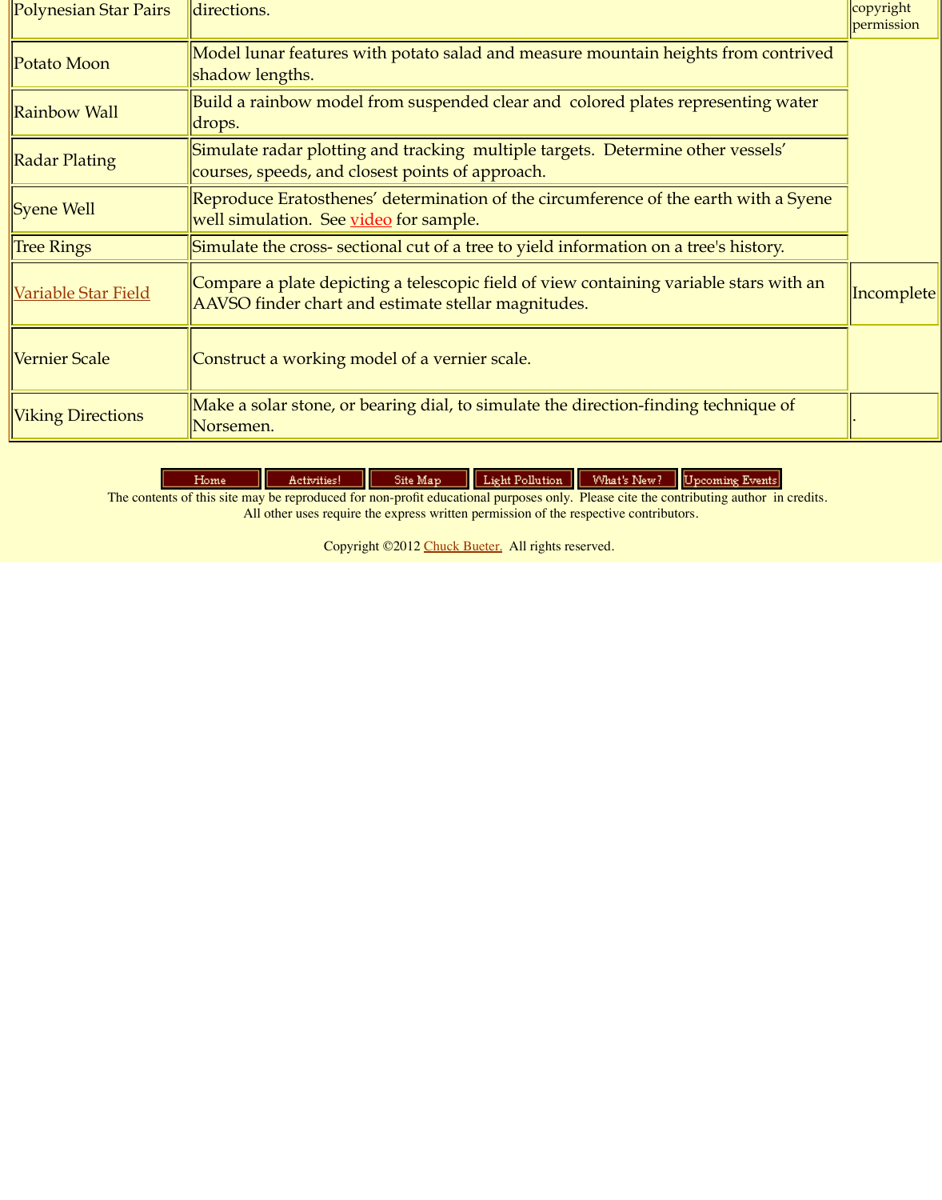| | | |
|---|---|---|
| Polynesian Star Pairs | directions. | copyright permission |
| Potato Moon | Model lunar features with potato salad and measure mountain heights from contrived shadow lengths. | |
| Rainbow Wall | Build a rainbow model from suspended clear and colored plates representing water drops. | |
| Radar Plating | Simulate radar plotting and tracking multiple targets. Determine other vessels' courses, speeds, and closest points of approach. | |
| Syene Well | Reproduce Eratosthenes' determination of the circumference of the earth with a Syene well simulation. See video for sample. | |
| Tree Rings | Simulate the cross- sectional cut of a tree to yield information on a tree's history. | |
| Variable Star Field | Compare a plate depicting a telescopic field of view containing variable stars with an AAVSO finder chart and estimate stellar magnitudes. | Incomplete |
| Vernier Scale | Construct a working model of a vernier scale. | |
| Viking Directions | Make a solar stone, or bearing dial, to simulate the direction-finding technique of Norsemen. | . |

Home | Activities! | Site Map | Light Pollution | What's New? | Upcoming Events

The contents of this site may be reproduced for non-profit educational purposes only. Please cite the contributing author in credits.
All other uses require the express written permission of the respective contributors.

Copyright ©2012 Chuck Bueter. All rights reserved.